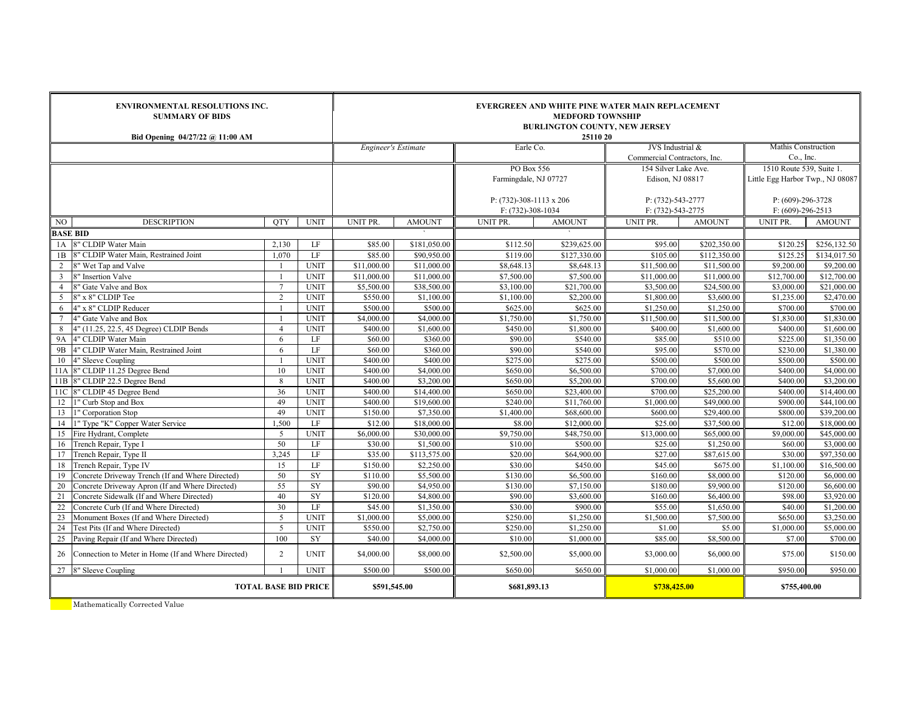| ENVIRONMENTAL RESOLUTIONS INC. SUMMARY OF BIDS Bid Opening 04/27/22 @ 11:00 AM | | | | EVERGREEN AND WHITE PINE WATER MAIN REPLACEMENT MEDFORD TOWNSHIP BURLINGTON COUNTY, NEW JERSEY 25110 20 | | | | | | | |
|---|---|---|---|---|---|---|---|---|---|---|---|
| | | | | *Engineer's Estimate* | | Earle Co. | | JVS Industrial & Commercial Contractors, Inc. | | Mathis Construction Co., Inc. | |
| | | | | | | PO Box 556 Farmingdale, NJ 07727 P: (732)-308-1113 x 206 F: (732)-308-1034 | | 154 Silver Lake Ave. Edison, NJ 08817 P: (732)-543-2777 F: (732)-543-2775 | | 1510 Route 539, Suite 1. Little Egg Harbor Twp., NJ 08087 P: (609)-296-3728 F: (609)-296-2513 | |
| NO | DESCRIPTION | QTY | UNIT | UNIT PR. | AMOUNT | UNIT PR. | AMOUNT | UNIT PR. | AMOUNT | UNIT PR. | AMOUNT |
| **BASE BID** | | | | | ` | | ` | | | | |
| 1A | 8" CLDIP Water Main | 2,130 | LF | $85.00 | $181,050.00 | $112.50 | $239,625.00 | $95.00 | $202,350.00 | $120.25 | $256,132.50 |
| 1B | 8" CLDIP Water Main, Restrained Joint | 1,070 | LF | $85.00 | $90,950.00 | $119.00 | $127,330.00 | $105.00 | $112,350.00 | $125.25 | $134,017.50 |
| 2 | 8" Wet Tap and Valve | 1 | UNIT | $11,000.00 | $11,000.00 | $8,648.13 | $8,648.13 | $11,500.00 | $11,500.00 | $9,200.00 | $9,200.00 |
| 3 | 8" Insertion Valve | 1 | UNIT | $11,000.00 | $11,000.00 | $7,500.00 | $7,500.00 | $11,000.00 | $11,000.00 | $12,700.00 | $12,700.00 |
| 4 | 8" Gate Valve and Box | 7 | UNIT | $5,500.00 | $38,500.00 | $3,100.00 | $21,700.00 | $3,500.00 | $24,500.00 | $3,000.00 | $21,000.00 |
| 5 | 8" x 8" CLDIP Tee | 2 | UNIT | $550.00 | $1,100.00 | $1,100.00 | $2,200.00 | $1,800.00 | $3,600.00 | $1,235.00 | $2,470.00 |
| 6 | 4" x 8" CLDIP Reducer | 1 | UNIT | $500.00 | $500.00 | $625.00 | $625.00 | $1,250.00 | $1,250.00 | $700.00 | $700.00 |
| 7 | 4" Gate Valve and Box | 1 | UNIT | $4,000.00 | $4,000.00 | $1,750.00 | $1,750.00 | $11,500.00 | $11,500.00 | $1,830.00 | $1,830.00 |
| 8 | 4" (11.25, 22.5, 45 Degree) CLDIP Bends | 4 | UNIT | $400.00 | $1,600.00 | $450.00 | $1,800.00 | $400.00 | $1,600.00 | $400.00 | $1,600.00 |
| 9A | 4" CLDIP Water Main | 6 | LF | $60.00 | $360.00 | $90.00 | $540.00 | $85.00 | $510.00 | $225.00 | $1,350.00 |
| 9B | 4" CLDIP Water Main, Restrained Joint | 6 | LF | $60.00 | $360.00 | $90.00 | $540.00 | $95.00 | $570.00 | $230.00 | $1,380.00 |
| 10 | 4" Sleeve Coupling | 1 | UNIT | $400.00 | $400.00 | $275.00 | $275.00 | $500.00 | $500.00 | $500.00 | $500.00 |
| 11A | 8" CLDIP 11.25 Degree Bend | 10 | UNIT | $400.00 | $4,000.00 | $650.00 | $6,500.00 | $700.00 | $7,000.00 | $400.00 | $4,000.00 |
| 11B | 8" CLDIP 22.5 Degree Bend | 8 | UNIT | $400.00 | $3,200.00 | $650.00 | $5,200.00 | $700.00 | $5,600.00 | $400.00 | $3,200.00 |
| 11C | 8" CLDIP 45 Degree Bend | 36 | UNIT | $400.00 | $14,400.00 | $650.00 | $23,400.00 | $700.00 | $25,200.00 | $400.00 | $14,400.00 |
| 12 | 1" Curb Stop and Box | 49 | UNIT | $400.00 | $19,600.00 | $240.00 | $11,760.00 | $1,000.00 | $49,000.00 | $900.00 | $44,100.00 |
| 13 | 1" Corporation Stop | 49 | UNIT | $150.00 | $7,350.00 | $1,400.00 | $68,600.00 | $600.00 | $29,400.00 | $800.00 | $39,200.00 |
| 14 | 1" Type "K" Copper Water Service | 1,500 | LF | $12.00 | $18,000.00 | $8.00 | $12,000.00 | $25.00 | $37,500.00 | $12.00 | $18,000.00 |
| 15 | Fire Hydrant, Complete | 5 | UNIT | $6,000.00 | $30,000.00 | $9,750.00 | $48,750.00 | $13,000.00 | $65,000.00 | $9,000.00 | $45,000.00 |
| 16 | Trench Repair, Type I | 50 | LF | $30.00 | $1,500.00 | $10.00 | $500.00 | $25.00 | $1,250.00 | $60.00 | $3,000.00 |
| 17 | Trench Repair, Type II | 3,245 | LF | $35.00 | $113,575.00 | $20.00 | $64,900.00 | $27.00 | $87,615.00 | $30.00 | $97,350.00 |
| 18 | Trench Repair, Type IV | 15 | LF | $150.00 | $2,250.00 | $30.00 | $450.00 | $45.00 | $675.00 | $1,100.00 | $16,500.00 |
| 19 | Concrete Driveway Trench (If and Where Directed) | 50 | SY | $110.00 | $5,500.00 | $130.00 | $6,500.00 | $160.00 | $8,000.00 | $120.00 | $6,000.00 |
| 20 | Concrete Driveway Apron (If and Where Directed) | 55 | SY | $90.00 | $4,950.00 | $130.00 | $7,150.00 | $180.00 | $9,900.00 | $120.00 | $6,600.00 |
| 21 | Concrete Sidewalk (If and Where Directed) | 40 | SY | $120.00 | $4,800.00 | $90.00 | $3,600.00 | $160.00 | $6,400.00 | $98.00 | $3,920.00 |
| 22 | Concrete Curb (If and Where Directed) | 30 | LF | $45.00 | $1,350.00 | $30.00 | $900.00 | $55.00 | $1,650.00 | $40.00 | $1,200.00 |
| 23 | Monument Boxes (If and Where Directed) | 5 | UNIT | $1,000.00 | $5,000.00 | $250.00 | $1,250.00 | $1,500.00 | $7,500.00 | $650.00 | $3,250.00 |
| 24 | Test Pits (If and Where Directed) | 5 | UNIT | $550.00 | $2,750.00 | $250.00 | $1,250.00 | $1.00 | $5.00 | $1,000.00 | $5,000.00 |
| 25 | Paving Repair (If and Where Directed) | 100 | SY | $40.00 | $4,000.00 | $10.00 | $1,000.00 | $85.00 | $8,500.00 | $7.00 | $700.00 |
| 26 | Connection to Meter in Home (If and Where Directed) | 2 | UNIT | $4,000.00 | $8,000.00 | $2,500.00 | $5,000.00 | $3,000.00 | $6,000.00 | $75.00 | $150.00 |
| 27 | 8" Sleeve Coupling | 1 | UNIT | $500.00 | $500.00 | $650.00 | $650.00 | $1,000.00 | $1,000.00 | $950.00 | $950.00 |
| **TOTAL BASE BID PRICE** | | | | **$591,545.00** | | **$681,893.13** | | **$738,425.00** | | **$755,400.00** | |

Mathematically Corrected Value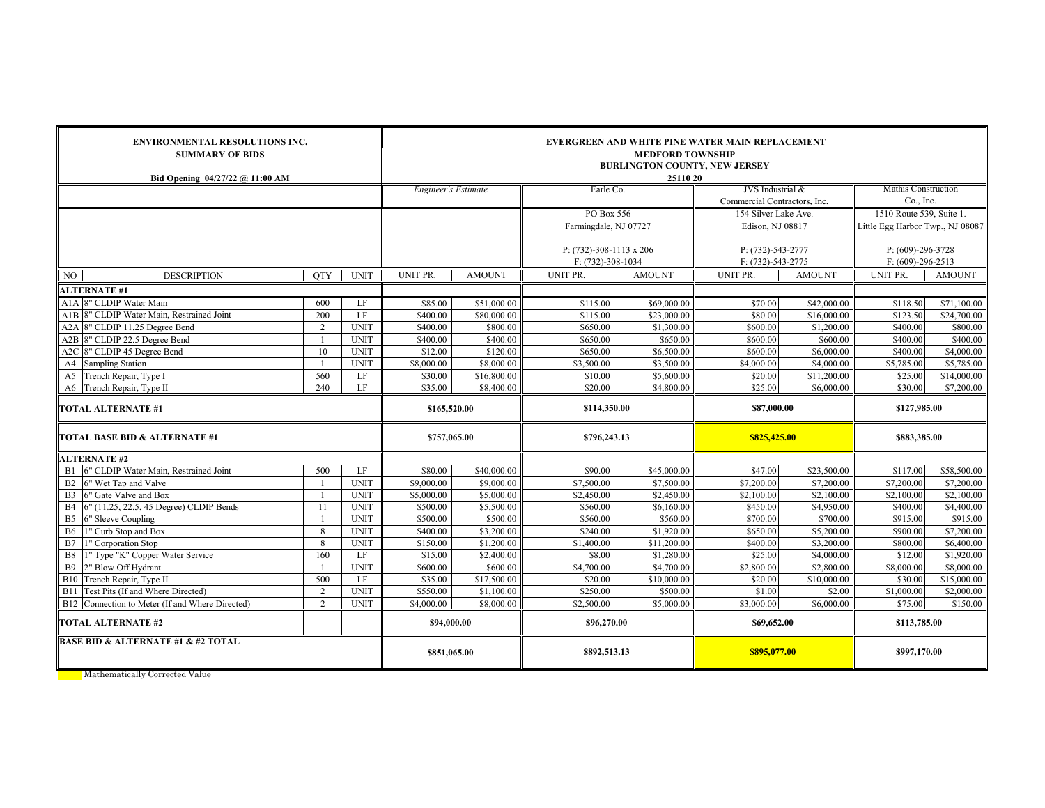| ENVIRONMENTAL RESOLUTIONS INC. SUMMARY OF BIDS Bid Opening 04/27/22 @ 11:00 AM | | | | EVERGREEN AND WHITE PINE WATER MAIN REPLACEMENT MEDFORD TOWNSHIP BURLINGTON COUNTY, NEW JERSEY 25110 20 | | | | | | | |
|---|---|---|---|---|---|---|---|---|---|---|---|
| | | | | *Engineer's Estimate* | | Earle Co. | | JVS Industrial & Commercial Contractors, Inc. | | Mathis Construction Co., Inc. | |
| | | | | | | PO Box 556 Farmingdale, NJ 07727 P: (732)-308-1113 x 206 F: (732)-308-1034 | | 154 Silver Lake Ave. Edison, NJ 08817 P: (732)-543-2777 F: (732)-543-2775 | | 1510 Route 539, Suite 1. Little Egg Harbor Twp., NJ 08087 P: (609)-296-3728 F: (609)-296-2513 | |
| NO | DESCRIPTION | QTY | UNIT | UNIT PR. | AMOUNT | UNIT PR. | AMOUNT | UNIT PR. | AMOUNT | UNIT PR. | AMOUNT |
| **ALTERNATE #1** | | | | | | | | | | | |
| A1A | 8" CLDIP Water Main | 600 | LF | $85.00 | $51,000.00 | $115.00 | $69,000.00 | $70.00 | $42,000.00 | $118.50 | $71,100.00 |
| A1B | 8" CLDIP Water Main, Restrained Joint | 200 | LF | $400.00 | $80,000.00 | $115.00 | $23,000.00 | $80.00 | $16,000.00 | $123.50 | $24,700.00 |
| A2A | 8" CLDIP 11.25 Degree Bend | 2 | UNIT | $400.00 | $800.00 | $650.00 | $1,300.00 | $600.00 | $1,200.00 | $400.00 | $800.00 |
| A2B | 8" CLDIP 22.5 Degree Bend | 1 | UNIT | $400.00 | $400.00 | $650.00 | $650.00 | $600.00 | $600.00 | $400.00 | $400.00 |
| A2C | 8" CLDIP 45 Degree Bend | 10 | UNIT | $12.00 | $120.00 | $650.00 | $6,500.00 | $600.00 | $6,000.00 | $400.00 | $4,000.00 |
| A4 | Sampling Station | 1 | UNIT | $8,000.00 | $8,000.00 | $3,500.00 | $3,500.00 | $4,000.00 | $4,000.00 | $5,785.00 | $5,785.00 |
| A5 | Trench Repair, Type I | 560 | LF | $30.00 | $16,800.00 | $10.00 | $5,600.00 | $20.00 | $11,200.00 | $25.00 | $14,000.00 |
| A6 | Trench Repair, Type II | 240 | LF | $35.00 | $8,400.00 | $20.00 | $4,800.00 | $25.00 | $6,000.00 | $30.00 | $7,200.00 |
| **TOTAL ALTERNATE #1** | | | | $165,520.00 | | $114,350.00 | | $87,000.00 | | $127,985.00 | |
| **TOTAL BASE BID & ALTERNATE #1** | | | | $757,065.00 | | $796,243.13 | | $825,425.00 | | $883,385.00 | |
| **ALTERNATE #2** | | | | | | | | | | | |
| B1 | 6" CLDIP Water Main, Restrained Joint | 500 | LF | $80.00 | $40,000.00 | $90.00 | $45,000.00 | $47.00 | $23,500.00 | $117.00 | $58,500.00 |
| B2 | 6" Wet Tap and Valve | 1 | UNIT | $9,000.00 | $9,000.00 | $7,500.00 | $7,500.00 | $7,200.00 | $7,200.00 | $7,200.00 | $7,200.00 |
| B3 | 6" Gate Valve and Box | 1 | UNIT | $5,000.00 | $5,000.00 | $2,450.00 | $2,450.00 | $2,100.00 | $2,100.00 | $2,100.00 | $2,100.00 |
| B4 | 6" (11.25, 22.5, 45 Degree) CLDIP Bends | 11 | UNIT | $500.00 | $5,500.00 | $560.00 | $6,160.00 | $450.00 | $4,950.00 | $400.00 | $4,400.00 |
| B5 | 6" Sleeve Coupling | 1 | UNIT | $500.00 | $500.00 | $560.00 | $560.00 | $700.00 | $700.00 | $915.00 | $915.00 |
| B6 | 1" Curb Stop and Box | 8 | UNIT | $400.00 | $3,200.00 | $240.00 | $1,920.00 | $650.00 | $5,200.00 | $900.00 | $7,200.00 |
| B7 | 1" Corporation Stop | 8 | UNIT | $150.00 | $1,200.00 | $1,400.00 | $11,200.00 | $400.00 | $3,200.00 | $800.00 | $6,400.00 |
| B8 | 1" Type "K" Copper Water Service | 160 | LF | $15.00 | $2,400.00 | $8.00 | $1,280.00 | $25.00 | $4,000.00 | $12.00 | $1,920.00 |
| B9 | 2" Blow Off Hydrant | 1 | UNIT | $600.00 | $600.00 | $4,700.00 | $4,700.00 | $2,800.00 | $2,800.00 | $8,000.00 | $8,000.00 |
| B10 | Trench Repair, Type II | 500 | LF | $35.00 | $17,500.00 | $20.00 | $10,000.00 | $20.00 | $10,000.00 | $30.00 | $15,000.00 |
| B11 | Test Pits (If and Where Directed) | 2 | UNIT | $550.00 | $1,100.00 | $250.00 | $500.00 | $1.00 | $2.00 | $1,000.00 | $2,000.00 |
| B12 | Connection to Meter (If and Where Directed) | 2 | UNIT | $4,000.00 | $8,000.00 | $2,500.00 | $5,000.00 | $3,000.00 | $6,000.00 | $75.00 | $150.00 |
| **TOTAL ALTERNATE #2** | | | | $94,000.00 | | $96,270.00 | | $69,652.00 | | $113,785.00 | |
| **BASE BID & ALTERNATE #1 & #2 TOTAL** | | | | $851,065.00 | | $892,513.13 | | $895,077.00 | | $997,170.00 | |

Mathematically Corrected Value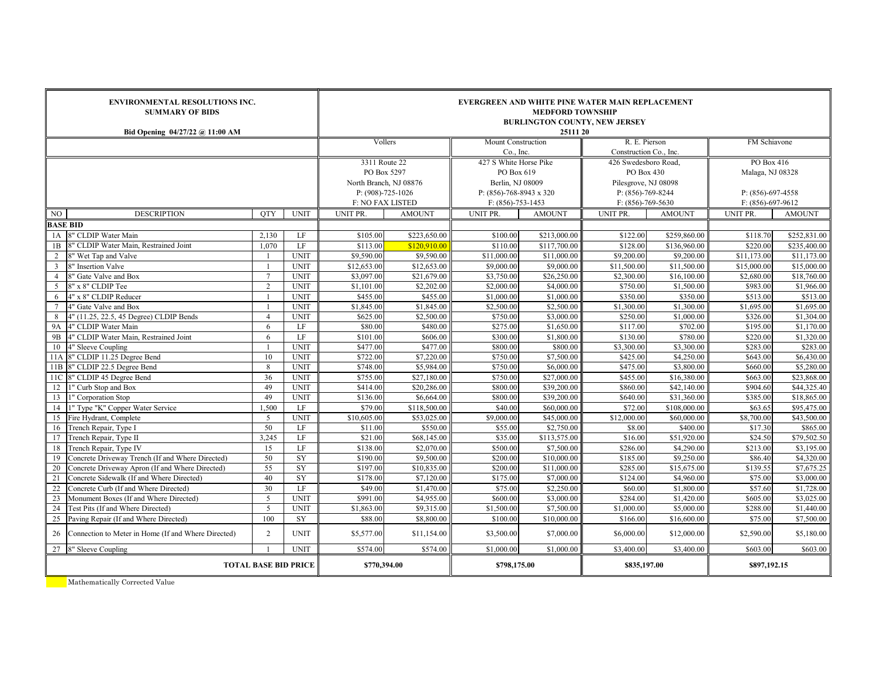| ENVIRONMENTAL RESOLUTIONS INC. SUMMARY OF BIDS Bid Opening 04/27/22 @ 11:00 AM | | | | EVERGREEN AND WHITE PINE WATER MAIN REPLACEMENT MEDFORD TOWNSHIP BURLINGTON COUNTY, NEW JERSEY 25111 20 | | | | | | | |
|---|---|---|---|---|---|---|---|---|---|---|---|
| | | | | Vollers | | Mount Construction Co., Inc. | | R. E. Pierson Construction Co., Inc. | | FM Schiavone | |
| | | | | 3311 Route 22 PO Box 5297 North Branch, NJ 08876 P: (908)-725-1026 F: NO FAX LISTED | | 427 S White Horse Pike PO Box 619 Berlin, NJ 08009 P: (856)-768-8943 x 320 F: (856)-753-1453 | | 426 Swedesboro Road, PO Box 430 Pilesgrove, NJ 08098 P: (856)-769-8244 F: (856)-769-5630 | | PO Box 416 Malaga, NJ 08328 P: (856)-697-4558 F: (856)-697-9612 | |
| NO | DESCRIPTION | QTY | UNIT | UNIT PR. | AMOUNT | UNIT PR. | AMOUNT | UNIT PR. | AMOUNT | UNIT PR. | AMOUNT |
| **BASE BID** | | | | | | | | | | | |
| 1A | 8" CLDIP Water Main | 2,130 | LF | $105.00 | $223,650.00 | $100.00 | $213,000.00 | $122.00 | $259,860.00 | $118.70 | $252,831.00 |
| 1B | 8" CLDIP Water Main, Restrained Joint | 1,070 | LF | $113.00 | $120,910.00 | $110.00 | $117,700.00 | $128.00 | $136,960.00 | $220.00 | $235,400.00 |
| 2 | 8" Wet Tap and Valve | 1 | UNIT | $9,590.00 | $9,590.00 | $11,000.00 | $11,000.00 | $9,200.00 | $9,200.00 | $11,173.00 | $11,173.00 |
| 3 | 8" Insertion Valve | 1 | UNIT | $12,653.00 | $12,653.00 | $9,000.00 | $9,000.00 | $11,500.00 | $11,500.00 | $15,000.00 | $15,000.00 |
| 4 | 8" Gate Valve and Box | 7 | UNIT | $3,097.00 | $21,679.00 | $3,750.00 | $26,250.00 | $2,300.00 | $16,100.00 | $2,680.00 | $18,760.00 |
| 5 | 8" x 8" CLDIP Tee | 2 | UNIT | $1,101.00 | $2,202.00 | $2,000.00 | $4,000.00 | $750.00 | $1,500.00 | $983.00 | $1,966.00 |
| 6 | 4" x 8" CLDIP Reducer | 1 | UNIT | $455.00 | $455.00 | $1,000.00 | $1,000.00 | $350.00 | $350.00 | $513.00 | $513.00 |
| 7 | 4" Gate Valve and Box | 1 | UNIT | $1,845.00 | $1,845.00 | $2,500.00 | $2,500.00 | $1,300.00 | $1,300.00 | $1,695.00 | $1,695.00 |
| 8 | 4" (11.25, 22.5, 45 Degree) CLDIP Bends | 4 | UNIT | $625.00 | $2,500.00 | $750.00 | $3,000.00 | $250.00 | $1,000.00 | $326.00 | $1,304.00 |
| 9A | 4" CLDIP Water Main | 6 | LF | $80.00 | $480.00 | $275.00 | $1,650.00 | $117.00 | $702.00 | $195.00 | $1,170.00 |
| 9B | 4" CLDIP Water Main, Restrained Joint | 6 | LF | $101.00 | $606.00 | $300.00 | $1,800.00 | $130.00 | $780.00 | $220.00 | $1,320.00 |
| 10 | 4" Sleeve Coupling | 1 | UNIT | $477.00 | $477.00 | $800.00 | $800.00 | $3,300.00 | $3,300.00 | $283.00 | $283.00 |
| 11A | 8" CLDIP 11.25 Degree Bend | 10 | UNIT | $722.00 | $7,220.00 | $750.00 | $7,500.00 | $425.00 | $4,250.00 | $643.00 | $6,430.00 |
| 11B | 8" CLDIP 22.5 Degree Bend | 8 | UNIT | $748.00 | $5,984.00 | $750.00 | $6,000.00 | $475.00 | $3,800.00 | $660.00 | $5,280.00 |
| 11C | 8" CLDIP 45 Degree Bend | 36 | UNIT | $755.00 | $27,180.00 | $750.00 | $27,000.00 | $455.00 | $16,380.00 | $663.00 | $23,868.00 |
| 12 | 1" Curb Stop and Box | 49 | UNIT | $414.00 | $20,286.00 | $800.00 | $39,200.00 | $860.00 | $42,140.00 | $904.60 | $44,325.40 |
| 13 | 1" Corporation Stop | 49 | UNIT | $136.00 | $6,664.00 | $800.00 | $39,200.00 | $640.00 | $31,360.00 | $385.00 | $18,865.00 |
| 14 | 1" Type "K" Copper Water Service | 1,500 | LF | $79.00 | $118,500.00 | $40.00 | $60,000.00 | $72.00 | $108,000.00 | $63.65 | $95,475.00 |
| 15 | Fire Hydrant, Complete | 5 | UNIT | $10,605.00 | $53,025.00 | $9,000.00 | $45,000.00 | $12,000.00 | $60,000.00 | $8,700.00 | $43,500.00 |
| 16 | Trench Repair, Type I | 50 | LF | $11.00 | $550.00 | $55.00 | $2,750.00 | $8.00 | $400.00 | $17.30 | $865.00 |
| 17 | Trench Repair, Type II | 3,245 | LF | $21.00 | $68,145.00 | $35.00 | $113,575.00 | $16.00 | $51,920.00 | $24.50 | $79,502.50 |
| 18 | Trench Repair, Type IV | 15 | LF | $138.00 | $2,070.00 | $500.00 | $7,500.00 | $286.00 | $4,290.00 | $213.00 | $3,195.00 |
| 19 | Concrete Driveway Trench (If and Where Directed) | 50 | SY | $190.00 | $9,500.00 | $200.00 | $10,000.00 | $185.00 | $9,250.00 | $86.40 | $4,320.00 |
| 20 | Concrete Driveway Apron (If and Where Directed) | 55 | SY | $197.00 | $10,835.00 | $200.00 | $11,000.00 | $285.00 | $15,675.00 | $139.55 | $7,675.25 |
| 21 | Concrete Sidewalk (If and Where Directed) | 40 | SY | $178.00 | $7,120.00 | $175.00 | $7,000.00 | $124.00 | $4,960.00 | $75.00 | $3,000.00 |
| 22 | Concrete Curb (If and Where Directed) | 30 | LF | $49.00 | $1,470.00 | $75.00 | $2,250.00 | $60.00 | $1,800.00 | $57.60 | $1,728.00 |
| 23 | Monument Boxes (If and Where Directed) | 5 | UNIT | $991.00 | $4,955.00 | $600.00 | $3,000.00 | $284.00 | $1,420.00 | $605.00 | $3,025.00 |
| 24 | Test Pits (If and Where Directed) | 5 | UNIT | $1,863.00 | $9,315.00 | $1,500.00 | $7,500.00 | $1,000.00 | $5,000.00 | $288.00 | $1,440.00 |
| 25 | Paving Repair (If and Where Directed) | 100 | SY | $88.00 | $8,800.00 | $100.00 | $10,000.00 | $166.00 | $16,600.00 | $75.00 | $7,500.00 |
| 26 | Connection to Meter in Home (If and Where Directed) | 2 | UNIT | $5,577.00 | $11,154.00 | $3,500.00 | $7,000.00 | $6,000.00 | $12,000.00 | $2,590.00 | $5,180.00 |
| 27 | 8" Sleeve Coupling | 1 | UNIT | $574.00 | $574.00 | $1,000.00 | $1,000.00 | $3,400.00 | $3,400.00 | $603.00 | $603.00 |
| | | | **TOTAL BASE BID PRICE** | **$770,394.00** | | **$798,175.00** | | **$835,197.00** | | **$897,192.15** | |

Mathematically Corrected Value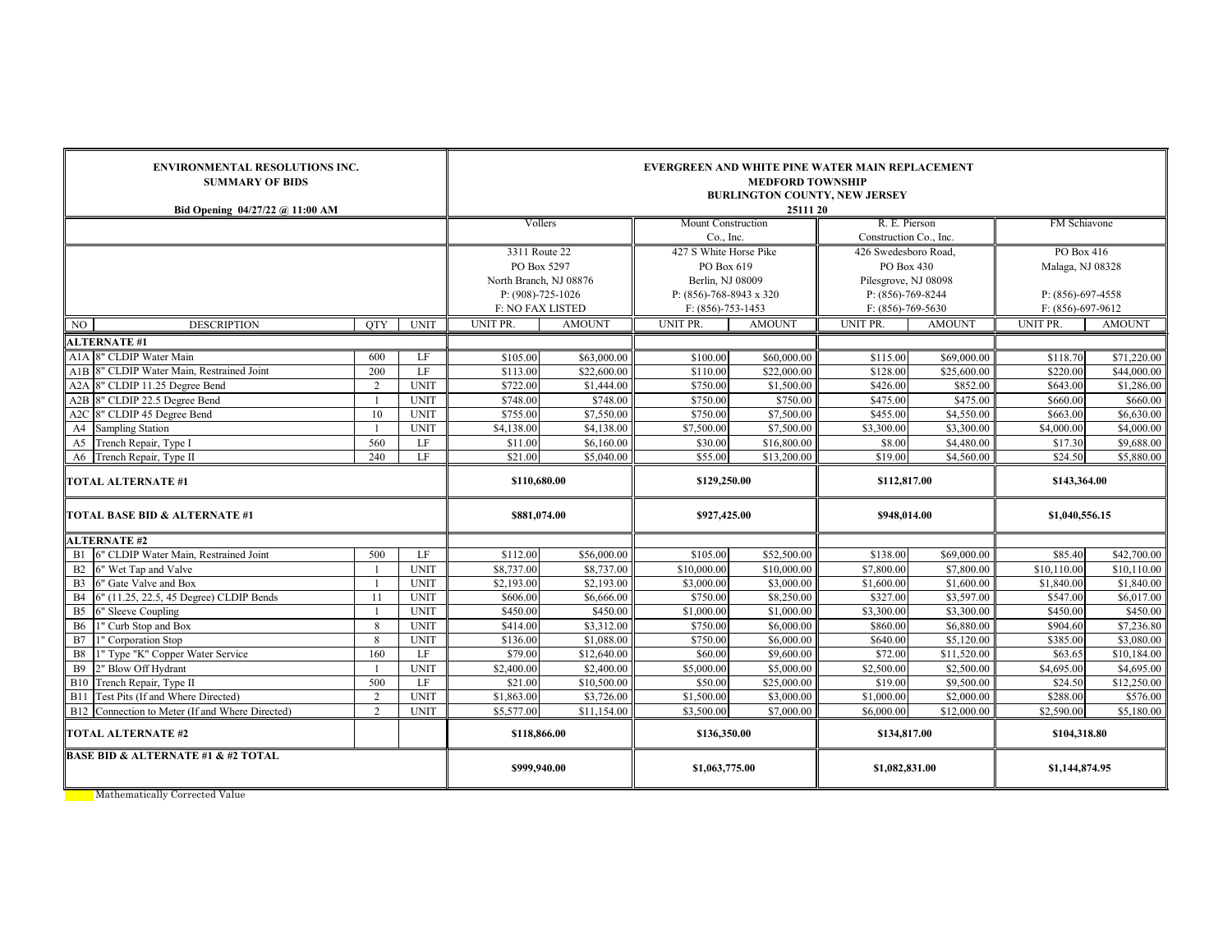| ENVIRONMENTAL RESOLUTIONS INC. SUMMARY OF BIDS<br>Bid Opening 04/27/22 @ 11:00 AM | | | | EVERGREEN AND WHITE PINE WATER MAIN REPLACEMENT<br>MEDFORD TOWNSHIP<br>BURLINGTON COUNTY, NEW JERSEY<br>25111 20 | | | | | | | |
|---|---|---|---|---|---|---|---|---|---|---|---|
| | | | | Vollers | | Mount Construction Co., Inc. | | R. E. Pierson Construction Co., Inc. | | FM Schiavone | |
| | | | | 3311 Route 22<br>PO Box 5297<br>North Branch, NJ 08876<br>P: (908)-725-1026<br>F: NO FAX LISTED | | 427 S White Horse Pike<br>PO Box 619<br>Berlin, NJ 08009<br>P: (856)-768-8943 x 320<br>F: (856)-753-1453 | | 426 Swedesboro Road,<br>PO Box 430<br>Pilesgrove, NJ 08098<br>P: (856)-769-8244<br>F: (856)-769-5630 | | PO Box 416<br>Malaga, NJ 08328<br><br>P: (856)-697-4558<br>F: (856)-697-9612 | |
| NO | DESCRIPTION | QTY | UNIT | UNIT PR. | AMOUNT | UNIT PR. | AMOUNT | UNIT PR. | AMOUNT | UNIT PR. | AMOUNT |
| **ALTERNATE #1** | | | | | | | | | | | |
| A1A | 8" CLDIP Water Main | 600 | LF | $105.00 | $63,000.00 | $100.00 | $60,000.00 | $115.00 | $69,000.00 | $118.70 | $71,220.00 |
| A1B | 8" CLDIP Water Main, Restrained Joint | 200 | LF | $113.00 | $22,600.00 | $110.00 | $22,000.00 | $128.00 | $25,600.00 | $220.00 | $44,000.00 |
| A2A | 8" CLDIP 11.25 Degree Bend | 2 | UNIT | $722.00 | $1,444.00 | $750.00 | $1,500.00 | $426.00 | $852.00 | $643.00 | $1,286.00 |
| A2B | 8" CLDIP 22.5 Degree Bend | 1 | UNIT | $748.00 | $748.00 | $750.00 | $750.00 | $475.00 | $475.00 | $660.00 | $660.00 |
| A2C | 8" CLDIP 45 Degree Bend | 10 | UNIT | $755.00 | $7,550.00 | $750.00 | $7,500.00 | $455.00 | $4,550.00 | $663.00 | $6,630.00 |
| A4 | Sampling Station | 1 | UNIT | $4,138.00 | $4,138.00 | $7,500.00 | $7,500.00 | $3,300.00 | $3,300.00 | $4,000.00 | $4,000.00 |
| A5 | Trench Repair, Type I | 560 | LF | $11.00 | $6,160.00 | $30.00 | $16,800.00 | $8.00 | $4,480.00 | $17.30 | $9,688.00 |
| A6 | Trench Repair, Type II | 240 | LF | $21.00 | $5,040.00 | $55.00 | $13,200.00 | $19.00 | $4,560.00 | $24.50 | $5,880.00 |
| **TOTAL ALTERNATE #1** | | | | **$110,680.00** | | **$129,250.00** | | **$112,817.00** | | **$143,364.00** | |
| **TOTAL BASE BID & ALTERNATE #1** | | | | **$881,074.00** | | **$927,425.00** | | **$948,014.00** | | **$1,040,556.15** | |
| **ALTERNATE #2** | | | | | | | | | | | |
| B1 | 6" CLDIP Water Main, Restrained Joint | 500 | LF | $112.00 | $56,000.00 | $105.00 | $52,500.00 | $138.00 | $69,000.00 | $85.40 | $42,700.00 |
| B2 | 6" Wet Tap and Valve | 1 | UNIT | $8,737.00 | $8,737.00 | $10,000.00 | $10,000.00 | $7,800.00 | $7,800.00 | $10,110.00 | $10,110.00 |
| B3 | 6" Gate Valve and Box | 1 | UNIT | $2,193.00 | $2,193.00 | $3,000.00 | $3,000.00 | $1,600.00 | $1,600.00 | $1,840.00 | $1,840.00 |
| B4 | 6" (11.25, 22.5, 45 Degree) CLDIP Bends | 11 | UNIT | $606.00 | $6,666.00 | $750.00 | $8,250.00 | $327.00 | $3,597.00 | $547.00 | $6,017.00 |
| B5 | 6" Sleeve Coupling | 1 | UNIT | $450.00 | $450.00 | $1,000.00 | $1,000.00 | $3,300.00 | $3,300.00 | $450.00 | $450.00 |
| B6 | 1" Curb Stop and Box | 8 | UNIT | $414.00 | $3,312.00 | $750.00 | $6,000.00 | $860.00 | $6,880.00 | $904.60 | $7,236.80 |
| B7 | 1" Corporation Stop | 8 | UNIT | $136.00 | $1,088.00 | $750.00 | $6,000.00 | $640.00 | $5,120.00 | $385.00 | $3,080.00 |
| B8 | 1" Type "K" Copper Water Service | 160 | LF | $79.00 | $12,640.00 | $60.00 | $9,600.00 | $72.00 | $11,520.00 | $63.65 | $10,184.00 |
| B9 | 2" Blow Off Hydrant | 1 | UNIT | $2,400.00 | $2,400.00 | $5,000.00 | $5,000.00 | $2,500.00 | $2,500.00 | $4,695.00 | $4,695.00 |
| B10 | Trench Repair, Type II | 500 | LF | $21.00 | $10,500.00 | $50.00 | $25,000.00 | $19.00 | $9,500.00 | $24.50 | $12,250.00 |
| B11 | Test Pits (If and Where Directed) | 2 | UNIT | $1,863.00 | $3,726.00 | $1,500.00 | $3,000.00 | $1,000.00 | $2,000.00 | $288.00 | $576.00 |
| B12 | Connection to Meter (If and Where Directed) | 2 | UNIT | $5,577.00 | $11,154.00 | $3,500.00 | $7,000.00 | $6,000.00 | $12,000.00 | $2,590.00 | $5,180.00 |
| **TOTAL ALTERNATE #2** | | | | **$118,866.00** | | **$136,350.00** | | **$134,817.00** | | **$104,318.80** | |
| **BASE BID & ALTERNATE #1 & #2 TOTAL** | | | | **$999,940.00** | | **$1,063,775.00** | | **$1,082,831.00** | | **$1,144,874.95** | |

Mathematically Corrected Value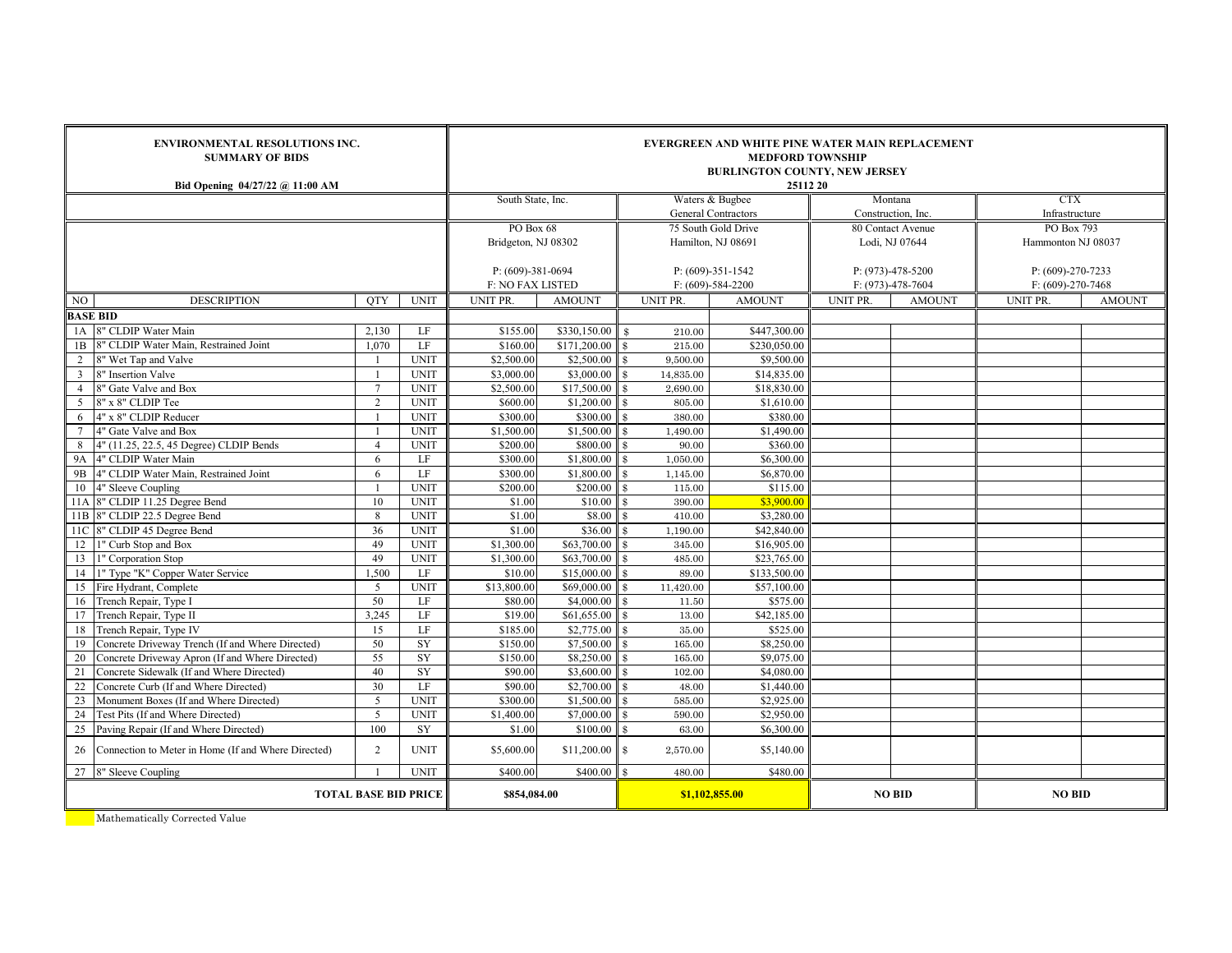**ENVIRONMENTAL RESOLUTIONS INC.**
**SUMMARY OF BIDS**

**Bid Opening 04/27/22 @ 11:00 AM**

**EVERGREEN AND WHITE PINE WATER MAIN REPLACEMENT**
**MEDFORD TOWNSHIP**
**BURLINGTON COUNTY, NEW JERSEY**
**25112 20**

| | | | | South State, Inc. | | Waters & Bugbee General Contractors | | Montana Construction, Inc. | | CTX Infrastructure | |
|---|---|---|---|---|---|---|---|---|---|---|---|
| | | | | PO Box 68 Bridgeton, NJ 08302 | | 75 South Gold Drive Hamilton, NJ 08691 | | 80 Contact Avenue Lodi, NJ 07644 | | PO Box 793 Hammonton NJ 08037 | |
| | | | | P: (609)-381-0694 F: NO FAX LISTED | | P: (609)-351-1542 F: (609)-584-2200 | | P: (973)-478-5200 F: (973)-478-7604 | | P: (609)-270-7233 F: (609)-270-7468 | |
| NO | DESCRIPTION | QTY | UNIT | UNIT PR. | AMOUNT | UNIT PR. | AMOUNT | UNIT PR. | AMOUNT | UNIT PR. | AMOUNT |
| **BASE BID** | | | | | | | | | | | |
| 1A | 8" CLDIP Water Main | 2,130 | LF | $155.00 | $330,150.00 | $ 210.00 | $447,300.00 | | | | |
| 1B | 8" CLDIP Water Main, Restrained Joint | 1,070 | LF | $160.00 | $171,200.00 | $ 215.00 | $230,050.00 | | | | |
| 2 | 8" Wet Tap and Valve | 1 | UNIT | $2,500.00 | $2,500.00 | $ 9,500.00 | $9,500.00 | | | | |
| 3 | 8" Insertion Valve | 1 | UNIT | $3,000.00 | $3,000.00 | $ 14,835.00 | $14,835.00 | | | | |
| 4 | 8" Gate Valve and Box | 7 | UNIT | $2,500.00 | $17,500.00 | $ 2,690.00 | $18,830.00 | | | | |
| 5 | 8" x 8" CLDIP Tee | 2 | UNIT | $600.00 | $1,200.00 | $ 805.00 | $1,610.00 | | | | |
| 6 | 4" x 8" CLDIP Reducer | 1 | UNIT | $300.00 | $300.00 | $ 380.00 | $380.00 | | | | |
| 7 | 4" Gate Valve and Box | 1 | UNIT | $1,500.00 | $1,500.00 | $ 1,490.00 | $1,490.00 | | | | |
| 8 | 4" (11.25, 22.5, 45 Degree) CLDIP Bends | 4 | UNIT | $200.00 | $800.00 | $ 90.00 | $360.00 | | | | |
| 9A | 4" CLDIP Water Main | 6 | LF | $300.00 | $1,800.00 | $ 1,050.00 | $6,300.00 | | | | |
| 9B | 4" CLDIP Water Main, Restrained Joint | 6 | LF | $300.00 | $1,800.00 | $ 1,145.00 | $6,870.00 | | | | |
| 10 | 4" Sleeve Coupling | 1 | UNIT | $200.00 | $200.00 | $ 115.00 | $115.00 | | | | |
| 11A | 8" CLDIP 11.25 Degree Bend | 10 | UNIT | $1.00 | $10.00 | $ 390.00 | $3,900.00 | | | | |
| 11B | 8" CLDIP 22.5 Degree Bend | 8 | UNIT | $1.00 | $8.00 | $ 410.00 | $3,280.00 | | | | |
| 11C | 8" CLDIP 45 Degree Bend | 36 | UNIT | $1.00 | $36.00 | $ 1,190.00 | $42,840.00 | | | | |
| 12 | 1" Curb Stop and Box | 49 | UNIT | $1,300.00 | $63,700.00 | $ 345.00 | $16,905.00 | | | | |
| 13 | 1" Corporation Stop | 49 | UNIT | $1,300.00 | $63,700.00 | $ 485.00 | $23,765.00 | | | | |
| 14 | 1" Type "K" Copper Water Service | 1,500 | LF | $10.00 | $15,000.00 | $ 89.00 | $133,500.00 | | | | |
| 15 | Fire Hydrant, Complete | 5 | UNIT | $13,800.00 | $69,000.00 | $ 11,420.00 | $57,100.00 | | | | |
| 16 | Trench Repair, Type I | 50 | LF | $80.00 | $4,000.00 | $ 11.50 | $575.00 | | | | |
| 17 | Trench Repair, Type II | 3,245 | LF | $19.00 | $61,655.00 | $ 13.00 | $42,185.00 | | | | |
| 18 | Trench Repair, Type IV | 15 | LF | $185.00 | $2,775.00 | $ 35.00 | $525.00 | | | | |
| 19 | Concrete Driveway Trench (If and Where Directed) | 50 | SY | $150.00 | $7,500.00 | $ 165.00 | $8,250.00 | | | | |
| 20 | Concrete Driveway Apron (If and Where Directed) | 55 | SY | $150.00 | $8,250.00 | $ 165.00 | $9,075.00 | | | | |
| 21 | Concrete Sidewalk (If and Where Directed) | 40 | SY | $90.00 | $3,600.00 | $ 102.00 | $4,080.00 | | | | |
| 22 | Concrete Curb (If and Where Directed) | 30 | LF | $90.00 | $2,700.00 | $ 48.00 | $1,440.00 | | | | |
| 23 | Monument Boxes (If and Where Directed) | 5 | UNIT | $300.00 | $1,500.00 | $ 585.00 | $2,925.00 | | | | |
| 24 | Test Pits (If and Where Directed) | 5 | UNIT | $1,400.00 | $7,000.00 | $ 590.00 | $2,950.00 | | | | |
| 25 | Paving Repair (If and Where Directed) | 100 | SY | $1.00 | $100.00 | $ 63.00 | $6,300.00 | | | | |
| 26 | Connection to Meter in Home (If and Where Directed) | 2 | UNIT | $5,600.00 | $11,200.00 | $ 2,570.00 | $5,140.00 | | | | |
| 27 | 8" Sleeve Coupling | 1 | UNIT | $400.00 | $400.00 | $ 480.00 | $480.00 | | | | |
| | **TOTAL BASE BID PRICE** | | | **$854,084.00** | | **$1,102,855.00** | | **NO BID** | | **NO BID** | |

Mathematically Corrected Value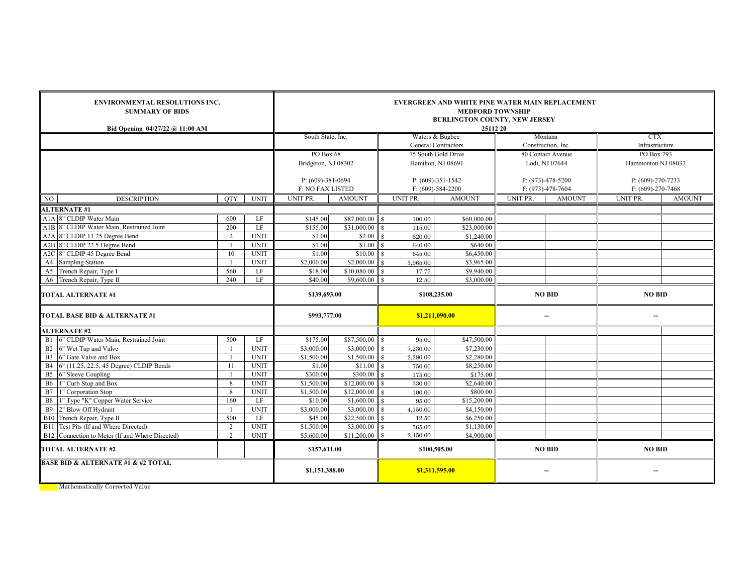| ENVIRONMENTAL RESOLUTIONS INC. SUMMARY OF BIDS Bid Opening 04/27/22 @ 11:00 AM | | | | EVERGREEN AND WHITE PINE WATER MAIN REPLACEMENT MEDFORD TOWNSHIP BURLINGTON COUNTY, NEW JERSEY 25112 20 | | | | | | | |
|---|---|---|---|---|---|---|---|---|---|---|---|
| | | | | South State, Inc. | | Waters & Bugbee General Contractors | | Montana Construction, Inc. | | CTX Infrastructure | |
| | | | | PO Box 68 Bridgeton, NJ 08302 | | 75 South Gold Drive Hamilton, NJ 08691 | | 80 Contact Avenue Lodi, NJ 07644 | | PO Box 793 Hammonton NJ 08037 | |
| | | | | P: (609)-381-0694 F: NO FAX LISTED | | P: (609)-351-1542 F: (609)-584-2200 | | P: (973)-478-5200 F: (973)-478-7604 | | P: (609)-270-7233 F: (609)-270-7468 | |
| NO | DESCRIPTION | QTY | UNIT | UNIT PR. | AMOUNT | UNIT PR. | AMOUNT | UNIT PR. | AMOUNT | UNIT PR. | AMOUNT |
| **ALTERNATE #1** | | | | | | | | | | | |
| A1A | 8" CLDIP Water Main | 600 | LF | $145.00 | $87,000.00 | $ 100.00 | $60,000.00 | | | | |
| A1B | 8" CLDIP Water Main, Restrained Joint | 200 | LF | $155.00 | $31,000.00 | $ 115.00 | $23,000.00 | | | | |
| A2A | 8" CLDIP 11.25 Degree Bend | 2 | UNIT | $1.00 | $2.00 | $ 620.00 | $1,240.00 | | | | |
| A2B | 8" CLDIP 22.5 Degree Bend | 1 | UNIT | $1.00 | $1.00 | $ 640.00 | $640.00 | | | | |
| A2C | 8" CLDIP 45 Degree Bend | 10 | UNIT | $1.00 | $10.00 | $ 645.00 | $6,450.00 | | | | |
| A4 | Sampling Station | 1 | UNIT | $2,000.00 | $2,000.00 | $ 3,965.00 | $3,965.00 | | | | |
| A5 | Trench Repair, Type I | 560 | LF | $18.00 | $10,080.00 | $ 17.75 | $9,940.00 | | | | |
| A6 | Trench Repair, Type II | 240 | LF | $40.00 | $9,600.00 | $ 12.50 | $3,000.00 | | | | |
| **TOTAL ALTERNATE #1** | | | | **$139,693.00** | | **$108,235.00** | | **NO BID** | | **NO BID** | |
| **TOTAL BASE BID & ALTERNATE #1** | | | | **$993,777.00** | | **$1,211,090.00** | | -- | | -- | |
| **ALTERNATE #2** | | | | | | | | | | | |
| B1 | 6" CLDIP Water Main, Restrained Joint | 500 | LF | $175.00 | $87,500.00 | $ 95.00 | $47,500.00 | | | | |
| B2 | 6" Wet Tap and Valve | 1 | UNIT | $3,000.00 | $3,000.00 | $ 7,230.00 | $7,230.00 | | | | |
| B3 | 6" Gate Valve and Box | 1 | UNIT | $1,500.00 | $1,500.00 | $ 2,280.00 | $2,280.00 | | | | |
| B4 | 6" (11.25, 22.5, 45 Degree) CLDIP Bends | 11 | UNIT | $1.00 | $11.00 | $ 750.00 | $8,250.00 | | | | |
| B5 | 6" Sleeve Coupling | 1 | UNIT | $300.00 | $300.00 | $ 175.00 | $175.00 | | | | |
| B6 | 1" Curb Stop and Box | 8 | UNIT | $1,500.00 | $12,000.00 | $ 330.00 | $2,640.00 | | | | |
| B7 | 1" Corporation Stop | 8 | UNIT | $1,500.00 | $12,000.00 | $ 100.00 | $800.00 | | | | |
| B8 | 1" Type "K" Copper Water Service | 160 | LF | $10.00 | $1,600.00 | $ 95.00 | $15,200.00 | | | | |
| B9 | 2" Blow Off Hydrant | 1 | UNIT | $3,000.00 | $3,000.00 | $ 4,150.00 | $4,150.00 | | | | |
| B10 | Trench Repair, Type II | 500 | LF | $45.00 | $22,500.00 | $ 12.50 | $6,250.00 | | | | |
| B11 | Test Pits (If and Where Directed) | 2 | UNIT | $1,500.00 | $3,000.00 | $ 565.00 | $1,130.00 | | | | |
| B12 | Connection to Meter (If and Where Directed) | 2 | UNIT | $5,600.00 | $11,200.00 | $ 2,450.00 | $4,900.00 | | | | |
| **TOTAL ALTERNATE #2** | | | | **$157,611.00** | | **$100,505.00** | | **NO BID** | | **NO BID** | |
| **BASE BID & ALTERNATE #1 & #2 TOTAL** | | | | **$1,151,388.00** | | **$1,311,595.00** | | -- | | -- | |

Mathematically Corrected Value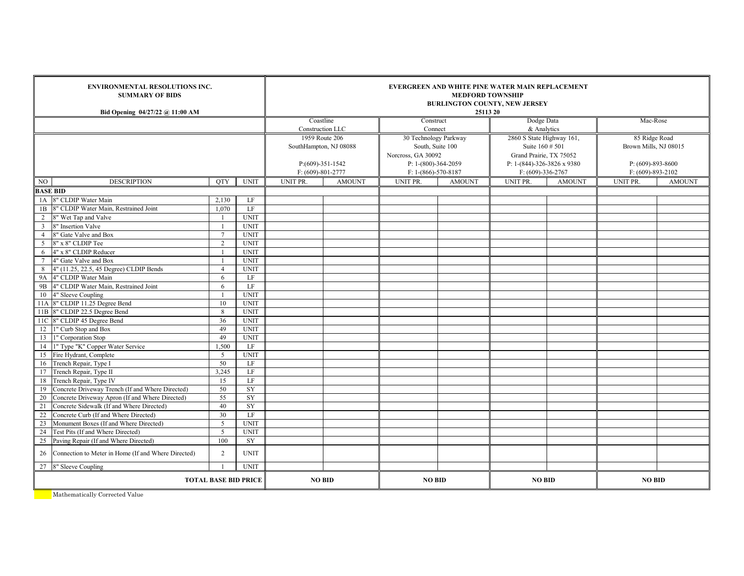| ENVIRONMENTAL RESOLUTIONS INC. SUMMARY OF BIDS Bid Opening 04/27/22 @ 11:00 AM | | | | EVERGREEN AND WHITE PINE WATER MAIN REPLACEMENT MEDFORD TOWNSHIP BURLINGTON COUNTY, NEW JERSEY 25113 20 | | | | | | | |
|---|---|---|---|---|---|---|---|---|---|---|---|
| | | | | Coastline Construction LLC | | Construct Connect | | Dodge Data & Analytics | | Mac-Rose | |
| | | | | 1959 Route 206 SouthHampton, NJ 08088 P:(609)-351-1542 F: (609)-801-2777 | | 30 Technology Parkway South, Suite 100 Norcross, GA 30092 P: 1-(800)-364-2059 F: 1-(866)-570-8187 | | 2860 S State Highway 161, Suite 160 # 501 Grand Prairie, TX 75052 P: 1-(844)-326-3826 x 9380 F: (609)-336-2767 | | 85 Ridge Road Brown Mills, NJ 08015 P: (609)-893-8600 F: (609)-893-2102 | |
| NO | DESCRIPTION | QTY | UNIT | UNIT PR. | AMOUNT | UNIT PR. | AMOUNT | UNIT PR. | AMOUNT | UNIT PR. | AMOUNT |
| **BASE BID** | | | | | | | | | | | |
| 1A | 8" CLDIP Water Main | 2,130 | LF | | | | | | | | |
| 1B | 8" CLDIP Water Main, Restrained Joint | 1,070 | LF | | | | | | | | |
| 2 | 8" Wet Tap and Valve | 1 | UNIT | | | | | | | | |
| 3 | 8" Insertion Valve | 1 | UNIT | | | | | | | | |
| 4 | 8" Gate Valve and Box | 7 | UNIT | | | | | | | | |
| 5 | 8" x 8" CLDIP Tee | 2 | UNIT | | | | | | | | |
| 6 | 4" x 8" CLDIP Reducer | 1 | UNIT | | | | | | | | |
| 7 | 4" Gate Valve and Box | 1 | UNIT | | | | | | | | |
| 8 | 4" (11.25, 22.5, 45 Degree) CLDIP Bends | 4 | UNIT | | | | | | | | |
| 9A | 4" CLDIP Water Main | 6 | LF | | | | | | | | |
| 9B | 4" CLDIP Water Main, Restrained Joint | 6 | LF | | | | | | | | |
| 10 | 4" Sleeve Coupling | 1 | UNIT | | | | | | | | |
| 11A | 8" CLDIP 11.25 Degree Bend | 10 | UNIT | | | | | | | | |
| 11B | 8" CLDIP 22.5 Degree Bend | 8 | UNIT | | | | | | | | |
| 11C | 8" CLDIP 45 Degree Bend | 36 | UNIT | | | | | | | | |
| 12 | 1" Curb Stop and Box | 49 | UNIT | | | | | | | | |
| 13 | 1" Corporation Stop | 49 | UNIT | | | | | | | | |
| 14 | 1" Type "K" Copper Water Service | 1,500 | LF | | | | | | | | |
| 15 | Fire Hydrant, Complete | 5 | UNIT | | | | | | | | |
| 16 | Trench Repair, Type I | 50 | LF | | | | | | | | |
| 17 | Trench Repair, Type II | 3,245 | LF | | | | | | | | |
| 18 | Trench Repair, Type IV | 15 | LF | | | | | | | | |
| 19 | Concrete Driveway Trench (If and Where Directed) | 50 | SY | | | | | | | | |
| 20 | Concrete Driveway Apron (If and Where Directed) | 55 | SY | | | | | | | | |
| 21 | Concrete Sidewalk (If and Where Directed) | 40 | SY | | | | | | | | |
| 22 | Concrete Curb (If and Where Directed) | 30 | LF | | | | | | | | |
| 23 | Monument Boxes (If and Where Directed) | 5 | UNIT | | | | | | | | |
| 24 | Test Pits (If and Where Directed) | 5 | UNIT | | | | | | | | |
| 25 | Paving Repair (If and Where Directed) | 100 | SY | | | | | | | | |
| 26 | Connection to Meter in Home (If and Where Directed) | 2 | UNIT | | | | | | | | |
| 27 | 8" Sleeve Coupling | 1 | UNIT | | | | | | | | |
| **TOTAL BASE BID PRICE** | | | | **NO BID** | | **NO BID** | | **NO BID** | | **NO BID** | |

Mathematically Corrected Value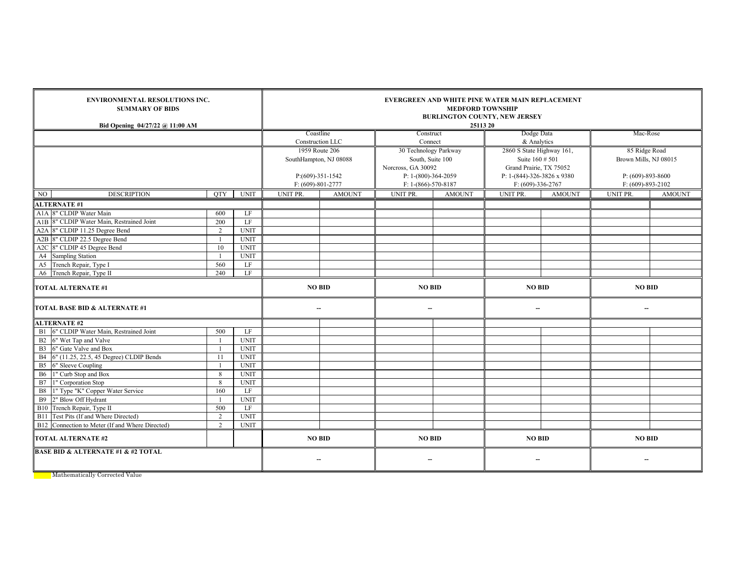| ENVIRONMENTAL RESOLUTIONS INC. SUMMARY OF BIDS Bid Opening 04/27/22 @ 11:00 AM | | | | EVERGREEN AND WHITE PINE WATER MAIN REPLACEMENT MEDFORD TOWNSHIP BURLINGTON COUNTY, NEW JERSEY 25113 20 | | | | | | | |
|---|---|---|---|---|---|---|---|---|---|---|---|
| | | | | Coastline Construction LLC | | Construct Connect | | Dodge Data & Analytics | | Mac-Rose | |
| | | | | 1959 Route 206 SouthHampton, NJ 08088 P:(609)-351-1542 F: (609)-801-2777 | | 30 Technology Parkway South, Suite 100 Norcross, GA 30092 P: 1-(800)-364-2059 F: 1-(866)-570-8187 | | 2860 S State Highway 161, Suite 160 # 501 Grand Prairie, TX 75052 P: 1-(844)-326-3826 x 9380 F: (609)-336-2767 | | 85 Ridge Road Brown Mills, NJ 08015 P: (609)-893-8600 F: (609)-893-2102 | |
| NO | DESCRIPTION | QTY | UNIT | UNIT PR. | AMOUNT | UNIT PR. | AMOUNT | UNIT PR. | AMOUNT | UNIT PR. | AMOUNT |
| **ALTERNATE #1** | | | | | | | | | | | |
| A1A | 8" CLDIP Water Main | 600 | LF | | | | | | | | |
| A1B | 8" CLDIP Water Main, Restrained Joint | 200 | LF | | | | | | | | |
| A2A | 8" CLDIP 11.25 Degree Bend | 2 | UNIT | | | | | | | | |
| A2B | 8" CLDIP 22.5 Degree Bend | 1 | UNIT | | | | | | | | |
| A2C | 8" CLDIP 45 Degree Bend | 10 | UNIT | | | | | | | | |
| A4 | Sampling Station | 1 | UNIT | | | | | | | | |
| A5 | Trench Repair, Type I | 560 | LF | | | | | | | | |
| A6 | Trench Repair, Type II | 240 | LF | | | | | | | | |
| **TOTAL ALTERNATE #1** | | | | **NO BID** | | **NO BID** | | **NO BID** | | **NO BID** | |
| **TOTAL BASE BID & ALTERNATE #1** | | | | -- | | -- | | -- | | -- | |
| **ALTERNATE #2** | | | | | | | | | | | |
| B1 | 6" CLDIP Water Main, Restrained Joint | 500 | LF | | | | | | | | |
| B2 | 6" Wet Tap and Valve | 1 | UNIT | | | | | | | | |
| B3 | 6" Gate Valve and Box | 1 | UNIT | | | | | | | | |
| B4 | 6" (11.25, 22.5, 45 Degree) CLDIP Bends | 11 | UNIT | | | | | | | | |
| B5 | 6" Sleeve Coupling | 1 | UNIT | | | | | | | | |
| B6 | 1" Curb Stop and Box | 8 | UNIT | | | | | | | | |
| B7 | 1" Corporation Stop | 8 | UNIT | | | | | | | | |
| B8 | 1" Type "K" Copper Water Service | 160 | LF | | | | | | | | |
| B9 | 2" Blow Off Hydrant | 1 | UNIT | | | | | | | | |
| B10 | Trench Repair, Type II | 500 | LF | | | | | | | | |
| B11 | Test Pits (If and Where Directed) | 2 | UNIT | | | | | | | | |
| B12 | Connection to Meter (If and Where Directed) | 2 | UNIT | | | | | | | | |
| **TOTAL ALTERNATE #2** | | | | **NO BID** | | **NO BID** | | **NO BID** | | **NO BID** | |
| **BASE BID & ALTERNATE #1 & #2 TOTAL** | | | | -- | | -- | | -- | | -- | |

Mathematically Corrected Value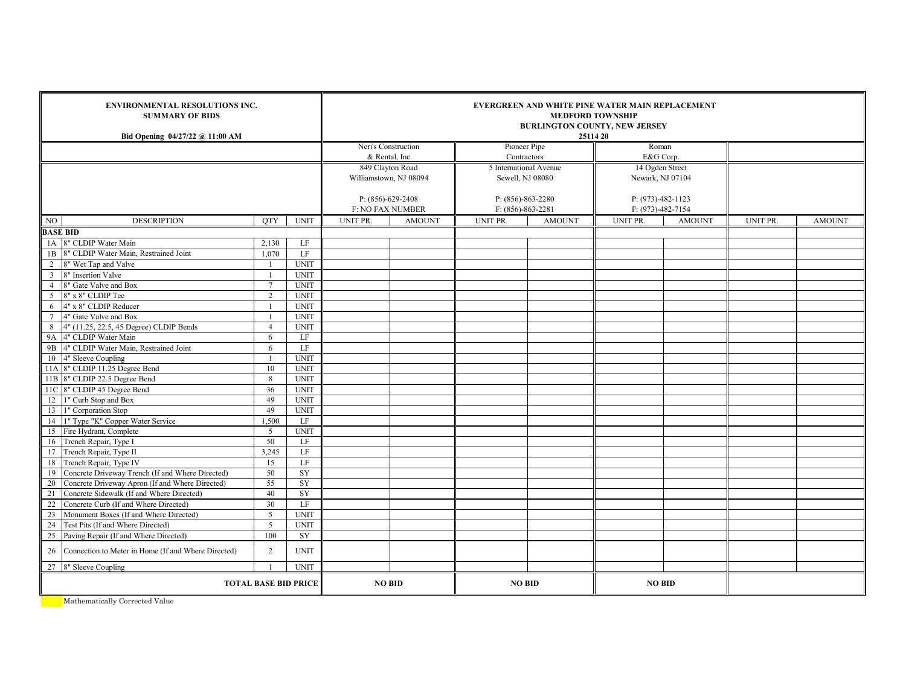| ENVIRONMENTAL RESOLUTIONS INC.<br>SUMMARY OF BIDS<br><br>Bid Opening 04/27/22 @ 11:00 AM | | | | EVERGREEN AND WHITE PINE WATER MAIN REPLACEMENT<br>MEDFORD TOWNSHIP<br>BURLINGTON COUNTY, NEW JERSEY<br>25114 20 | | | | | | | |
|---|---|---|---|---|---|---|---|---|---|---|---|
| | | | | Neri's Construction & Rental, Inc. | | Pioneer Pipe Contractors | | Roman E&G Corp. | | | |
| | | | | 849 Clayton Road<br>Williamstown, NJ 08094<br><br>P: (856)-629-2408<br>F: NO FAX NUMBER | | 5 International Avenue<br>Sewell, NJ 08080<br><br>P: (856)-863-2280<br>F: (856)-863-2281 | | 14 Ogden Street<br>Newark, NJ 07104<br><br>P: (973)-482-1123<br>F: (973)-482-7154 | | | |
| NO | DESCRIPTION | QTY | UNIT | UNIT PR. | AMOUNT | UNIT PR. | AMOUNT | UNIT PR. | AMOUNT | UNIT PR. | AMOUNT |
| **BASE BID** | | | | | | | | | | | |
| 1A | 8" CLDIP Water Main | 2,130 | LF | | | | | | | | |
| 1B | 8" CLDIP Water Main, Restrained Joint | 1,070 | LF | | | | | | | | |
| 2 | 8" Wet Tap and Valve | 1 | UNIT | | | | | | | | |
| 3 | 8" Insertion Valve | 1 | UNIT | | | | | | | | |
| 4 | 8" Gate Valve and Box | 7 | UNIT | | | | | | | | |
| 5 | 8" x 8" CLDIP Tee | 2 | UNIT | | | | | | | | |
| 6 | 4" x 8" CLDIP Reducer | 1 | UNIT | | | | | | | | |
| 7 | 4" Gate Valve and Box | 1 | UNIT | | | | | | | | |
| 8 | 4" (11.25, 22.5, 45 Degree) CLDIP Bends | 4 | UNIT | | | | | | | | |
| 9A | 4" CLDIP Water Main | 6 | LF | | | | | | | | |
| 9B | 4" CLDIP Water Main, Restrained Joint | 6 | LF | | | | | | | | |
| 10 | 4" Sleeve Coupling | 1 | UNIT | | | | | | | | |
| 11A | 8" CLDIP 11.25 Degree Bend | 10 | UNIT | | | | | | | | |
| 11B | 8" CLDIP 22.5 Degree Bend | 8 | UNIT | | | | | | | | |
| 11C | 8" CLDIP 45 Degree Bend | 36 | UNIT | | | | | | | | |
| 12 | 1" Curb Stop and Box | 49 | UNIT | | | | | | | | |
| 13 | 1" Corporation Stop | 49 | UNIT | | | | | | | | |
| 14 | 1" Type "K" Copper Water Service | 1,500 | LF | | | | | | | | |
| 15 | Fire Hydrant, Complete | 5 | UNIT | | | | | | | | |
| 16 | Trench Repair, Type I | 50 | LF | | | | | | | | |
| 17 | Trench Repair, Type II | 3,245 | LF | | | | | | | | |
| 18 | Trench Repair, Type IV | 15 | LF | | | | | | | | |
| 19 | Concrete Driveway Trench (If and Where Directed) | 50 | SY | | | | | | | | |
| 20 | Concrete Driveway Apron (If and Where Directed) | 55 | SY | | | | | | | | |
| 21 | Concrete Sidewalk (If and Where Directed) | 40 | SY | | | | | | | | |
| 22 | Concrete Curb (If and Where Directed) | 30 | LF | | | | | | | | |
| 23 | Monument Boxes (If and Where Directed) | 5 | UNIT | | | | | | | | |
| 24 | Test Pits (If and Where Directed) | 5 | UNIT | | | | | | | | |
| 25 | Paving Repair (If and Where Directed) | 100 | SY | | | | | | | | |
| 26 | Connection to Meter in Home (If and Where Directed) | 2 | UNIT | | | | | | | | |
| 27 | 8" Sleeve Coupling | 1 | UNIT | | | | | | | | |
| **TOTAL BASE BID PRICE** | | | | **NO BID** | | **NO BID** | | **NO BID** | | | |

Mathematically Corrected Value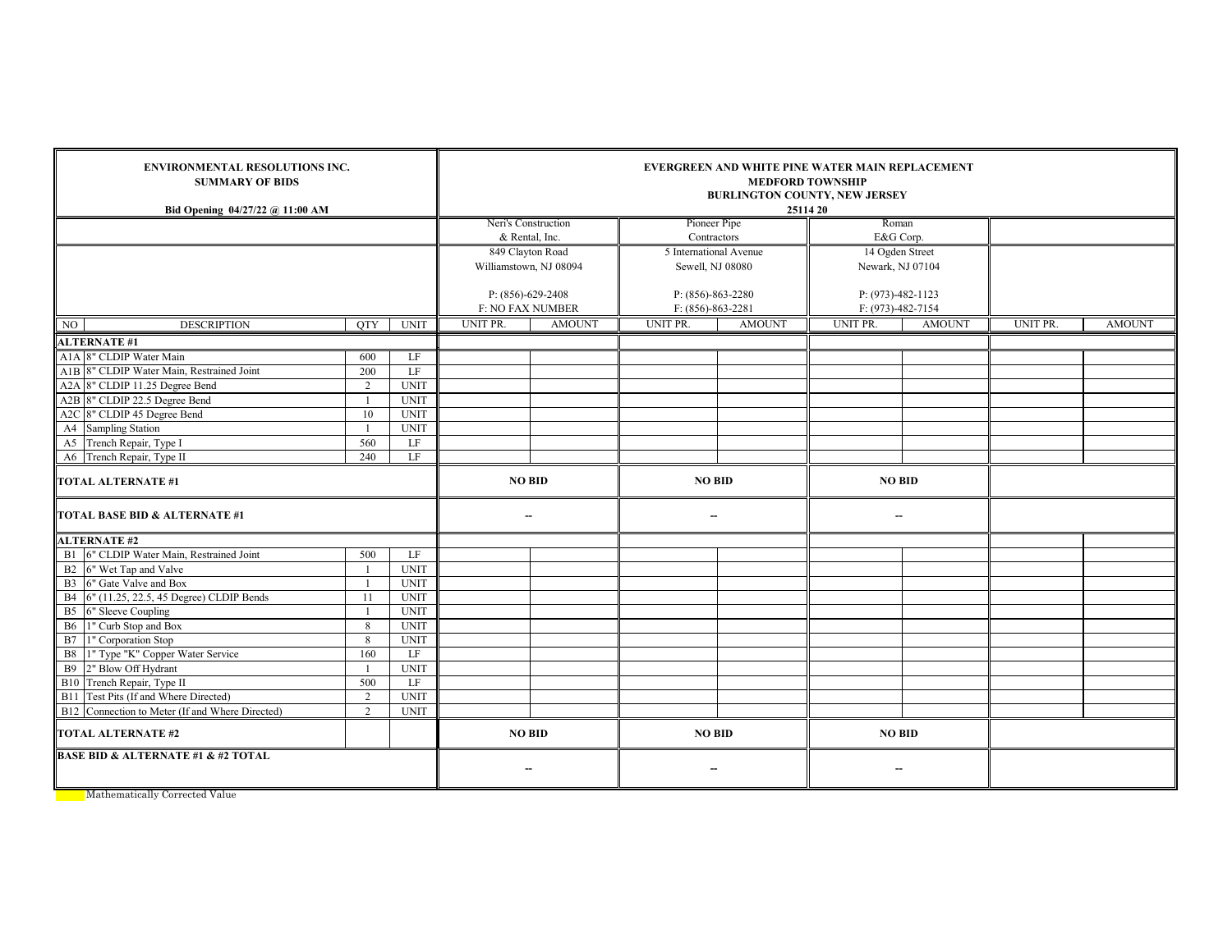| ENVIRONMENTAL RESOLUTIONS INC.<br>SUMMARY OF BIDS<br><br>Bid Opening 04/27/22 @ 11:00 AM | | | | EVERGREEN AND WHITE PINE WATER MAIN REPLACEMENT<br>MEDFORD TOWNSHIP<br>BURLINGTON COUNTY, NEW JERSEY<br>25114 20 | | | | | | | |
|---|---|---|---|---|---|---|---|---|---|---|---|
| | | | | Neri's Construction & Rental, Inc. | | Pioneer Pipe Contractors | | Roman E&G Corp. | | | |
| | | | | 849 Clayton Road<br>Williamstown, NJ 08094<br><br>P: (856)-629-2408<br>F: NO FAX NUMBER | | 5 International Avenue<br>Sewell, NJ 08080<br><br>P: (856)-863-2280<br>F: (856)-863-2281 | | 14 Ogden Street<br>Newark, NJ 07104<br><br>P: (973)-482-1123<br>F: (973)-482-7154 | | | |
| NO | DESCRIPTION | QTY | UNIT | UNIT PR. | AMOUNT | UNIT PR. | AMOUNT | UNIT PR. | AMOUNT | UNIT PR. | AMOUNT |
| **ALTERNATE #1** | | | | | | | | | | | |
| A1A | 8" CLDIP Water Main | 600 | LF | | | | | | | | |
| A1B | 8" CLDIP Water Main, Restrained Joint | 200 | LF | | | | | | | | |
| A2A | 8" CLDIP 11.25 Degree Bend | 2 | UNIT | | | | | | | | |
| A2B | 8" CLDIP 22.5 Degree Bend | 1 | UNIT | | | | | | | | |
| A2C | 8" CLDIP 45 Degree Bend | 10 | UNIT | | | | | | | | |
| A4 | Sampling Station | 1 | UNIT | | | | | | | | |
| A5 | Trench Repair, Type I | 560 | LF | | | | | | | | |
| A6 | Trench Repair, Type II | 240 | LF | | | | | | | | |
| **TOTAL ALTERNATE #1** | | | | **NO BID** | | **NO BID** | | **NO BID** | | | |
| **TOTAL BASE BID & ALTERNATE #1** | | | | -- | | -- | | -- | | | |
| **ALTERNATE #2** | | | | | | | | | | | |
| B1 | 6" CLDIP Water Main, Restrained Joint | 500 | LF | | | | | | | | |
| B2 | 6" Wet Tap and Valve | 1 | UNIT | | | | | | | | |
| B3 | 6" Gate Valve and Box | 1 | UNIT | | | | | | | | |
| B4 | 6" (11.25, 22.5, 45 Degree) CLDIP Bends | 11 | UNIT | | | | | | | | |
| B5 | 6" Sleeve Coupling | 1 | UNIT | | | | | | | | |
| B6 | 1" Curb Stop and Box | 8 | UNIT | | | | | | | | |
| B7 | 1" Corporation Stop | 8 | UNIT | | | | | | | | |
| B8 | 1" Type "K" Copper Water Service | 160 | LF | | | | | | | | |
| B9 | 2" Blow Off Hydrant | 1 | UNIT | | | | | | | | |
| B10 | Trench Repair, Type II | 500 | LF | | | | | | | | |
| B11 | Test Pits (If and Where Directed) | 2 | UNIT | | | | | | | | |
| B12 | Connection to Meter (If and Where Directed) | 2 | UNIT | | | | | | | | |
| **TOTAL ALTERNATE #2** | | | | **NO BID** | | **NO BID** | | **NO BID** | | | |
| **BASE BID & ALTERNATE #1 & #2 TOTAL** | | | | -- | | -- | | -- | | | |

Mathematically Corrected Value